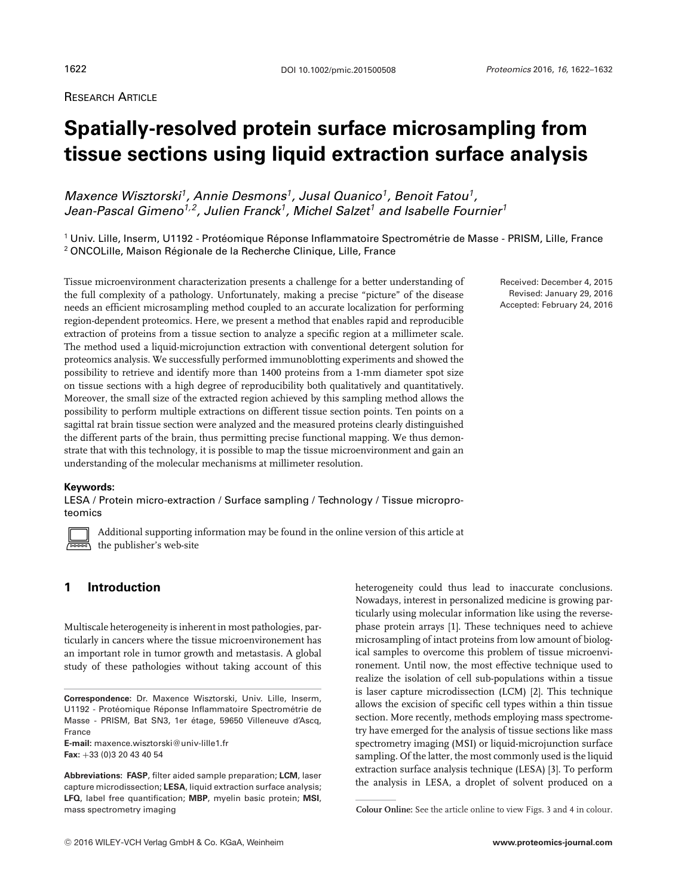RESEARCH ARTICLE

# Spatially-resolved protein surface microsampling from tissue sections using liquid extraction surface analysis

*Maxence Wisztorski[1], Annie Desmons[1], Jusal Quanico[1], Benoit Fatou[1], Jean-Pascal Gimeno[1,2], Julien Franck[1], Michel Salzet[1] and Isabelle Fournier[1]*

[1] Univ. Lille, Inserm, U1192 - Protéomique Réponse Inflammatoire Spectrométrie de Masse - PRISM, Lille, France
[2] ONCOLille, Maison Régionale de la Recherche Clinique, Lille, France

Tissue microenvironment characterization presents a challenge for a better understanding of the full complexity of a pathology. Unfortunately, making a precise "picture" of the disease needs an efficient microsampling method coupled to an accurate localization for performing region-dependent proteomics. Here, we present a method that enables rapid and reproducible extraction of proteins from a tissue section to analyze a specific region at a millimeter scale. The method used a liquid-microjunction extraction with conventional detergent solution for proteomics analysis. We successfully performed immunoblotting experiments and showed the possibility to retrieve and identify more than 1400 proteins from a 1-mm diameter spot size on tissue sections with a high degree of reproducibility both qualitatively and quantitatively. Moreover, the small size of the extracted region achieved by this sampling method allows the possibility to perform multiple extractions on different tissue section points. Ten points on a sagittal rat brain tissue section were analyzed and the measured proteins clearly distinguished the different parts of the brain, thus permitting precise functional mapping. We thus demonstrate that with this technology, it is possible to map the tissue microenvironment and gain an understanding of the molecular mechanisms at millimeter resolution.

Received: December 4, 2015
Revised: January 29, 2016
Accepted: February 24, 2016

**Keywords:**
LESA / Protein micro-extraction / Surface sampling / Technology / Tissue microproteomics

Additional supporting information may be found in the online version of this article at the publisher's web-site

## 1 Introduction

Multiscale heterogeneity is inherent in most pathologies, particularly in cancers where the tissue microenvironement has an important role in tumor growth and metastasis. A global study of these pathologies without taking account of this heterogeneity could thus lead to inaccurate conclusions. Nowadays, interest in personalized medicine is growing particularly using molecular information like using the reverse-phase protein arrays [1]. These techniques need to achieve microsampling of intact proteins from low amount of biological samples to overcome this problem of tissue microenvironement. Until now, the most effective technique used to realize the isolation of cell sub-populations within a tissue is laser capture microdissection (LCM) [2]. This technique allows the excision of specific cell types within a thin tissue section. More recently, methods employing mass spectrometry have emerged for the analysis of tissue sections like mass spectrometry imaging (MSI) or liquid-microjunction surface sampling. Of the latter, the most commonly used is the liquid extraction surface analysis technique (LESA) [3]. To perform the analysis in LESA, a droplet of solvent produced on a

**Correspondence:** Dr. Maxence Wisztorski, Univ. Lille, Inserm, U1192 - Protéomique Réponse Inflammatoire Spectrométrie de Masse - PRISM, Bat SN3, 1er étage, 59650 Villeneuve d'Ascq, France
**E-mail:** maxence.wisztorski@univ-lille1.fr
**Fax:** +33 (0)3 20 43 40 54

**Abbreviations:** **FASP**, filter aided sample preparation; **LCM**, laser capture microdissection; **LESA**, liquid extraction surface analysis; **LFQ**, label free quantification; **MBP**, myelin basic protein; **MSI**, mass spectrometry imaging

**Colour Online:** See the article online to view Figs. 3 and 4 in colour.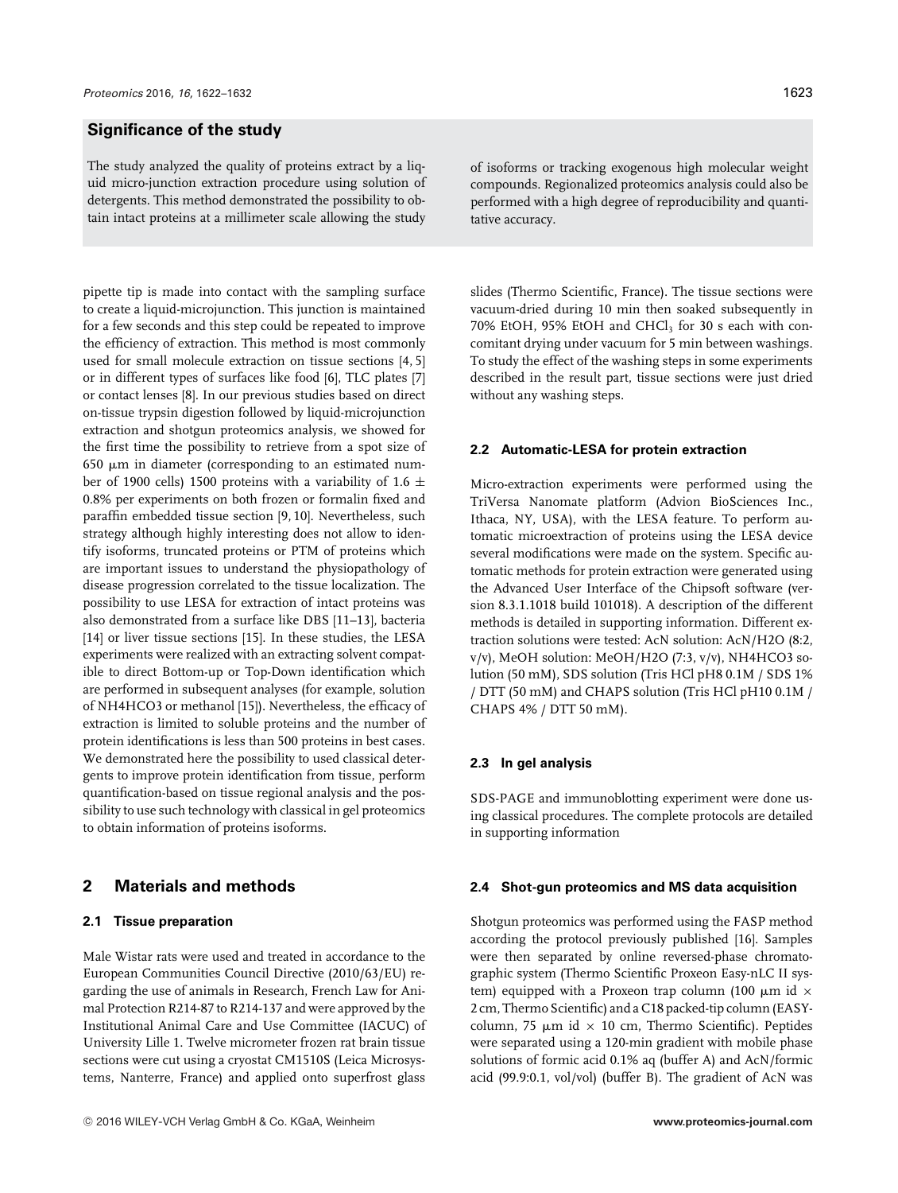## Significance of the study

The study analyzed the quality of proteins extract by a liquid micro-junction extraction procedure using solution of detergents. This method demonstrated the possibility to obtain intact proteins at a millimeter scale allowing the study of isoforms or tracking exogenous high molecular weight compounds. Regionalized proteomics analysis could also be performed with a high degree of reproducibility and quantitative accuracy.

pipette tip is made into contact with the sampling surface to create a liquid-microjunction. This junction is maintained for a few seconds and this step could be repeated to improve the efficiency of extraction. This method is most commonly used for small molecule extraction on tissue sections [4, 5] or in different types of surfaces like food [6], TLC plates [7] or contact lenses [8]. In our previous studies based on direct on-tissue trypsin digestion followed by liquid-microjunction extraction and shotgun proteomics analysis, we showed for the first time the possibility to retrieve from a spot size of 650 μm in diameter (corresponding to an estimated number of 1900 cells) 1500 proteins with a variability of 1.6 ± 0.8% per experiments on both frozen or formalin fixed and paraffin embedded tissue section [9, 10]. Nevertheless, such strategy although highly interesting does not allow to identify isoforms, truncated proteins or PTM of proteins which are important issues to understand the physiopathology of disease progression correlated to the tissue localization. The possibility to use LESA for extraction of intact proteins was also demonstrated from a surface like DBS [11–13], bacteria [14] or liver tissue sections [15]. In these studies, the LESA experiments were realized with an extracting solvent compatible to direct Bottom-up or Top-Down identification which are performed in subsequent analyses (for example, solution of $NH_4HCO_3$ or methanol [15]). Nevertheless, the efficacy of extraction is limited to soluble proteins and the number of protein identifications is less than 500 proteins in best cases. We demonstrated here the possibility to used classical detergents to improve protein identification from tissue, perform quantification-based on tissue regional analysis and the possibility to use such technology with classical in gel proteomics to obtain information of proteins isoforms.

## 2 Materials and methods

### 2.1 Tissue preparation

Male Wistar rats were used and treated in accordance to the European Communities Council Directive (2010/63/EU) regarding the use of animals in Research, French Law for Animal Protection R214-87 to R214-137 and were approved by the Institutional Animal Care and Use Committee (IACUC) of University Lille 1. Twelve micrometer frozen rat brain tissue sections were cut using a cryostat CM1510S (Leica Microsystems, Nanterre, France) and applied onto superfrost glass slides (Thermo Scientific, France). The tissue sections were vacuum-dried during 10 min then soaked subsequently in 70% EtOH, 95% EtOH and $CHCl_3$ for 30 s each with concomitant drying under vacuum for 5 min between washings. To study the effect of the washing steps in some experiments described in the result part, tissue sections were just dried without any washing steps.

### 2.2 Automatic-LESA for protein extraction

Micro-extraction experiments were performed using the TriVersa Nanomate platform (Advion BioSciences Inc., Ithaca, NY, USA), with the LESA feature. To perform automatic microextraction of proteins using the LESA device several modifications were made on the system. Specific automatic methods for protein extraction were generated using the Advanced User Interface of the Chipsoft software (version 8.3.1.1018 build 101018). A description of the different methods is detailed in supporting information. Different extraction solutions were tested: AcN solution: AcN/H2O (8:2, v/v), MeOH solution: MeOH/H2O (7:3, v/v), NH4HCO3 solution (50 mM), SDS solution (Tris HCl pH8 0.1M / SDS 1% / DTT (50 mM) and CHAPS solution (Tris HCl pH10 0.1M / CHAPS 4% / DTT 50 mM).

### 2.3 In gel analysis

SDS-PAGE and immunoblotting experiment were done using classical procedures. The complete protocols are detailed in supporting information

### 2.4 Shot-gun proteomics and MS data acquisition

Shotgun proteomics was performed using the FASP method according the protocol previously published [16]. Samples were then separated by online reversed-phase chromatographic system (Thermo Scientific Proxeon Easy-nLC II system) equipped with a Proxeon trap column (100 μm id × 2 cm, Thermo Scientific) and a C18 packed-tip column (EASY-column, 75 μm id × 10 cm, Thermo Scientific). Peptides were separated using a 120-min gradient with mobile phase solutions of formic acid 0.1% aq (buffer A) and AcN/formic acid (99.9:0.1, vol/vol) (buffer B). The gradient of AcN was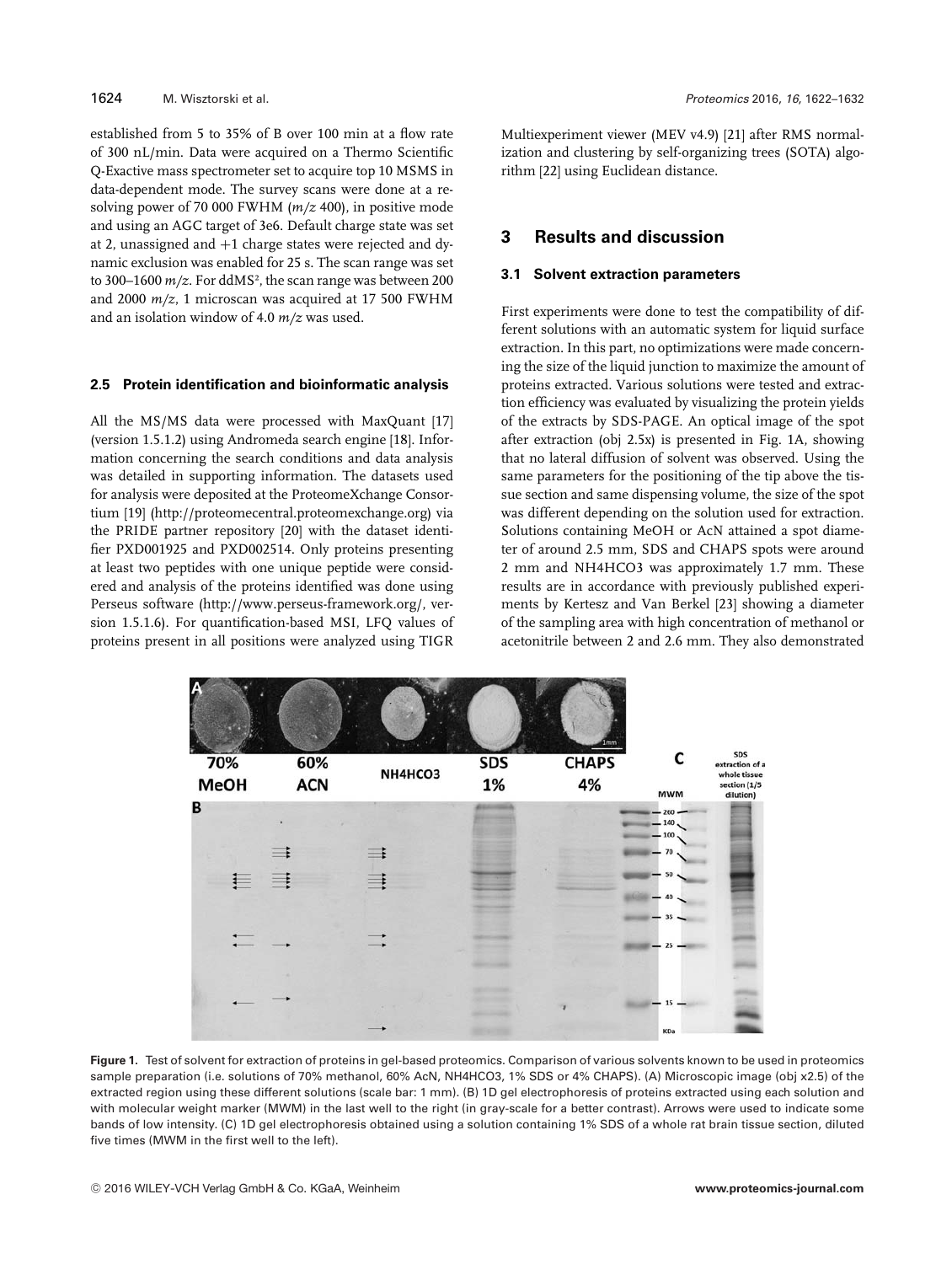established from 5 to 35% of B over 100 min at a flow rate of 300 nL/min. Data were acquired on a Thermo Scientific Q-Exactive mass spectrometer set to acquire top 10 MSMS in data-dependent mode. The survey scans were done at a resolving power of 70 000 FWHM (*m/z* 400), in positive mode and using an AGC target of 3e6. Default charge state was set at 2, unassigned and +1 charge states were rejected and dynamic exclusion was enabled for 25 s. The scan range was set to 300–1600 *m/z*. For ddMS$^2$, the scan range was between 200 and 2000 *m/z*, 1 microscan was acquired at 17 500 FWHM and an isolation window of 4.0 *m/z* was used.

### 2.5 Protein identification and bioinformatic analysis

All the MS/MS data were processed with MaxQuant [17] (version 1.5.1.2) using Andromeda search engine [18]. Information concerning the search conditions and data analysis was detailed in supporting information. The datasets used for analysis were deposited at the ProteomeXchange Consortium [19] (http://proteomecentral.proteomexchange.org) via the PRIDE partner repository [20] with the dataset identifier PXD001925 and PXD002514. Only proteins presenting at least two peptides with one unique peptide were considered and analysis of the proteins identified was done using Perseus software (http://www.perseus-framework.org/, version 1.5.1.6). For quantification-based MSI, LFQ values of proteins present in all positions were analyzed using TIGR Multiexperiment viewer (MEV v4.9) [21] after RMS normalization and clustering by self-organizing trees (SOTA) algorithm [22] using Euclidean distance.

## 3 Results and discussion

### 3.1 Solvent extraction parameters

First experiments were done to test the compatibility of different solutions with an automatic system for liquid surface extraction. In this part, no optimizations were made concerning the size of the liquid junction to maximize the amount of proteins extracted. Various solutions were tested and extraction efficiency was evaluated by visualizing the protein yields of the extracts by SDS-PAGE. An optical image of the spot after extraction (obj 2.5x) is presented in Fig. 1A, showing that no lateral diffusion of solvent was observed. Using the same parameters for the positioning of the tip above the tissue section and same dispensing volume, the size of the spot was different depending on the solution used for extraction. Solutions containing MeOH or AcN attained a spot diameter of around 2.5 mm, SDS and CHAPS spots were around 2 mm and $NH_4HCO_3$ was approximately 1.7 mm. These results are in accordance with previously published experiments by Kertesz and Van Berkel [23] showing a diameter of the sampling area with high concentration of methanol or acetonitrile between 2 and 2.6 mm. They also demonstrated

**Figure 1.** Test of solvent for extraction of proteins in gel-based proteomics. Comparison of various solvents known to be used in proteomics sample preparation (i.e. solutions of 70% methanol, 60% AcN, $NH_4HCO_3$, 1% SDS or 4% CHAPS). (A) Microscopic image (obj x2.5) of the extracted region using these different solutions (scale bar: 1 mm). (B) 1D gel electrophoresis of proteins extracted using each solution and with molecular weight marker (MWM) in the last well to the right (in gray-scale for a better contrast). Arrows were used to indicate some bands of low intensity. (C) 1D gel electrophoresis obtained using a solution containing 1% SDS of a whole rat brain tissue section, diluted five times (MWM in the first well to the left).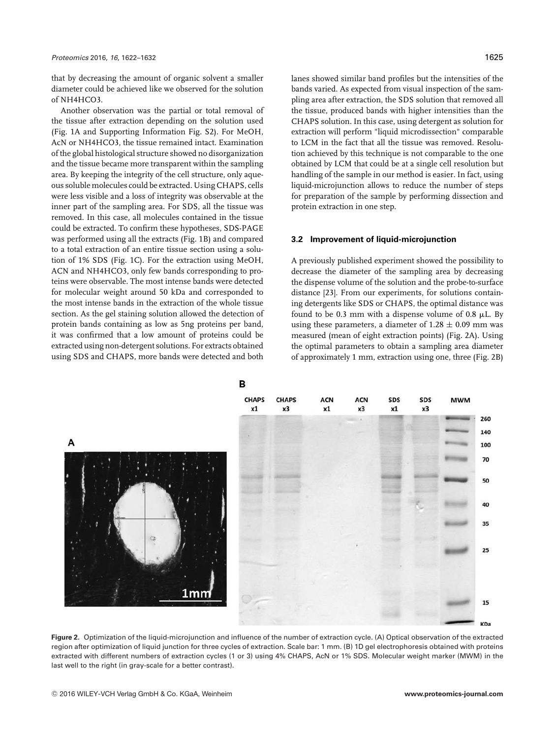that by decreasing the amount of organic solvent a smaller diameter could be achieved like we observed for the solution of NH4HCO3.

Another observation was the partial or total removal of the tissue after extraction depending on the solution used (Fig. 1A and Supporting Information Fig. S2). For MeOH, AcN or NH4HCO3, the tissue remained intact. Examination of the global histological structure showed no disorganization and the tissue became more transparent within the sampling area. By keeping the integrity of the cell structure, only aqueous soluble molecules could be extracted. Using CHAPS, cells were less visible and a loss of integrity was observable at the inner part of the sampling area. For SDS, all the tissue was removed. In this case, all molecules contained in the tissue could be extracted. To confirm these hypotheses, SDS-PAGE was performed using all the extracts (Fig. 1B) and compared to a total extraction of an entire tissue section using a solution of 1% SDS (Fig. 1C). For the extraction using MeOH, ACN and NH4HCO3, only few bands corresponding to proteins were observable. The most intense bands were detected for molecular weight around 50 kDa and corresponded to the most intense bands in the extraction of the whole tissue section. As the gel staining solution allowed the detection of protein bands containing as low as 5ng proteins per band, it was confirmed that a low amount of proteins could be extracted using non-detergent solutions. For extracts obtained using SDS and CHAPS, more bands were detected and both lanes showed similar band profiles but the intensities of the bands varied. As expected from visual inspection of the sampling area after extraction, the SDS solution that removed all the tissue, produced bands with higher intensities than the CHAPS solution. In this case, using detergent as solution for extraction will perform "liquid microdissection" comparable to LCM in the fact that all the tissue was removed. Resolution achieved by this technique is not comparable to the one obtained by LCM that could be at a single cell resolution but handling of the sample in our method is easier. In fact, using liquid-microjunction allows to reduce the number of steps for preparation of the sample by performing dissection and protein extraction in one step.

### 3.2 Improvement of liquid-microjunction

A previously published experiment showed the possibility to decrease the diameter of the sampling area by decreasing the dispense volume of the solution and the probe-to-surface distance [23]. From our experiments, for solutions containing detergents like SDS or CHAPS, the optimal distance was found to be 0.3 mm with a dispense volume of 0.8 μL. By using these parameters, a diameter of 1.28 ± 0.09 mm was measured (mean of eight extraction points) (Fig. 2A). Using the optimal parameters to obtain a sampling area diameter of approximately 1 mm, extraction using one, three (Fig. 2B)

**Figure 2.** Optimization of the liquid-microjunction and influence of the number of extraction cycle. (A) Optical observation of the extracted region after optimization of liquid junction for three cycles of extraction. Scale bar: 1 mm. (B) 1D gel electrophoresis obtained with proteins extracted with different numbers of extraction cycles (1 or 3) using 4% CHAPS, AcN or 1% SDS. Molecular weight marker (MWM) in the last well to the right (in gray-scale for a better contrast).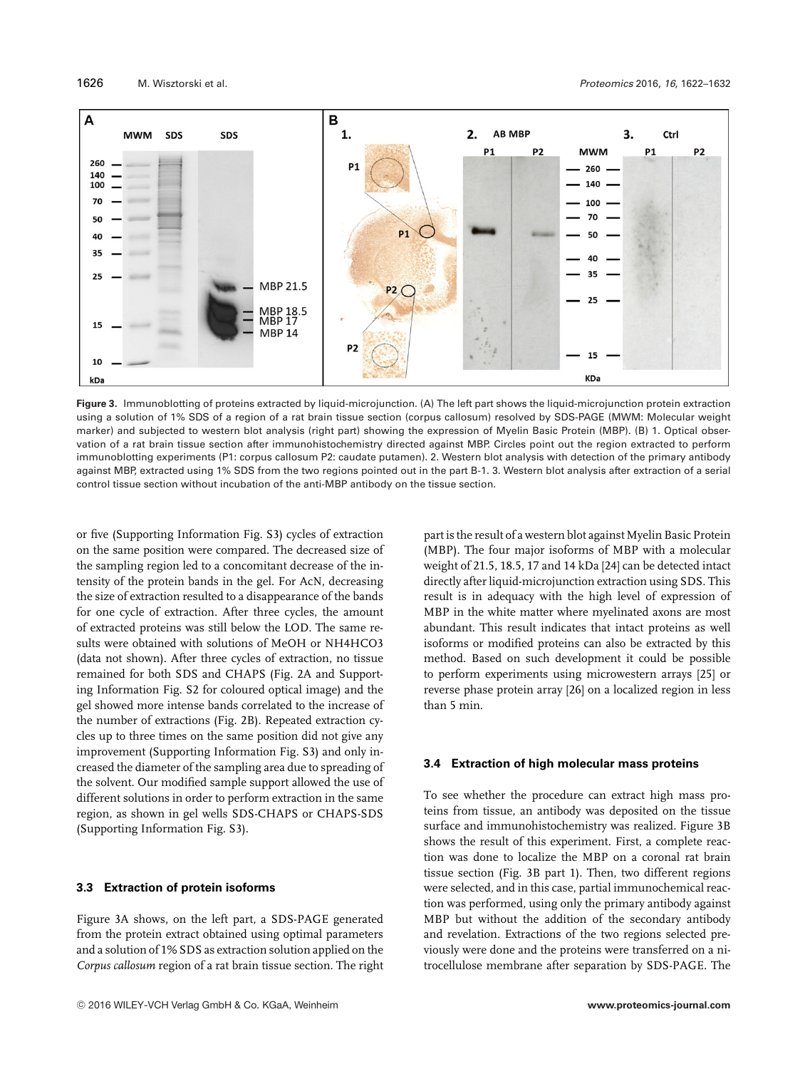**Figure 3.** Immunoblotting of proteins extracted by liquid-microjunction. (A) The left part shows the liquid-microjunction protein extraction using a solution of 1% SDS of a region of a rat brain tissue section (corpus callosum) resolved by SDS-PAGE (MWM: Molecular weight marker) and subjected to western blot analysis (right part) showing the expression of Myelin Basic Protein (MBP). (B) 1. Optical observation of a rat brain tissue section after immunohistochemistry directed against MBP. Circles point out the region extracted to perform immunoblotting experiments (P1: corpus callosum P2: caudate putamen). 2. Western blot analysis with detection of the primary antibody against MBP, extracted using 1% SDS from the two regions pointed out in the part B-1. 3. Western blot analysis after extraction of a serial control tissue section without incubation of the anti-MBP antibody on the tissue section.

or five (Supporting Information Fig. S3) cycles of extraction on the same position were compared. The decreased size of the sampling region led to a concomitant decrease of the intensity of the protein bands in the gel. For AcN, decreasing the size of extraction resulted to a disappearance of the bands for one cycle of extraction. After three cycles, the amount of extracted proteins was still below the LOD. The same results were obtained with solutions of MeOH or $NH_4HCO_3$ (data not shown). After three cycles of extraction, no tissue remained for both SDS and CHAPS (Fig. 2A and Supporting Information Fig. S2 for coloured optical image) and the gel showed more intense bands correlated to the increase of the number of extractions (Fig. 2B). Repeated extraction cycles up to three times on the same position did not give any improvement (Supporting Information Fig. S3) and only increased the diameter of the sampling area due to spreading of the solvent. Our modified sample support allowed the use of different solutions in order to perform extraction in the same region, as shown in gel wells SDS-CHAPS or CHAPS-SDS (Supporting Information Fig. S3).

### 3.3 Extraction of protein isoforms

Figure 3A shows, on the left part, a SDS-PAGE generated from the protein extract obtained using optimal parameters and a solution of 1% SDS as extraction solution applied on the *Corpus callosum* region of a rat brain tissue section. The right part is the result of a western blot against Myelin Basic Protein (MBP). The four major isoforms of MBP with a molecular weight of 21.5, 18.5, 17 and 14 kDa [24] can be detected intact directly after liquid-microjunction extraction using SDS. This result is in adequacy with the high level of expression of MBP in the white matter where myelinated axons are most abundant. This result indicates that intact proteins as well isoforms or modified proteins can also be extracted by this method. Based on such development it could be possible to perform experiments using microwestern arrays [25] or reverse phase protein array [26] on a localized region in less than 5 min.

### 3.4 Extraction of high molecular mass proteins

To see whether the procedure can extract high mass proteins from tissue, an antibody was deposited on the tissue surface and immunohistochemistry was realized. Figure 3B shows the result of this experiment. First, a complete reaction was done to localize the MBP on a coronal rat brain tissue section (Fig. 3B part 1). Then, two different regions were selected, and in this case, partial immunochemical reaction was performed, using only the primary antibody against MBP but without the addition of the secondary antibody and revelation. Extractions of the two regions selected previously were done and the proteins were transferred on a nitrocellulose membrane after separation by SDS-PAGE. The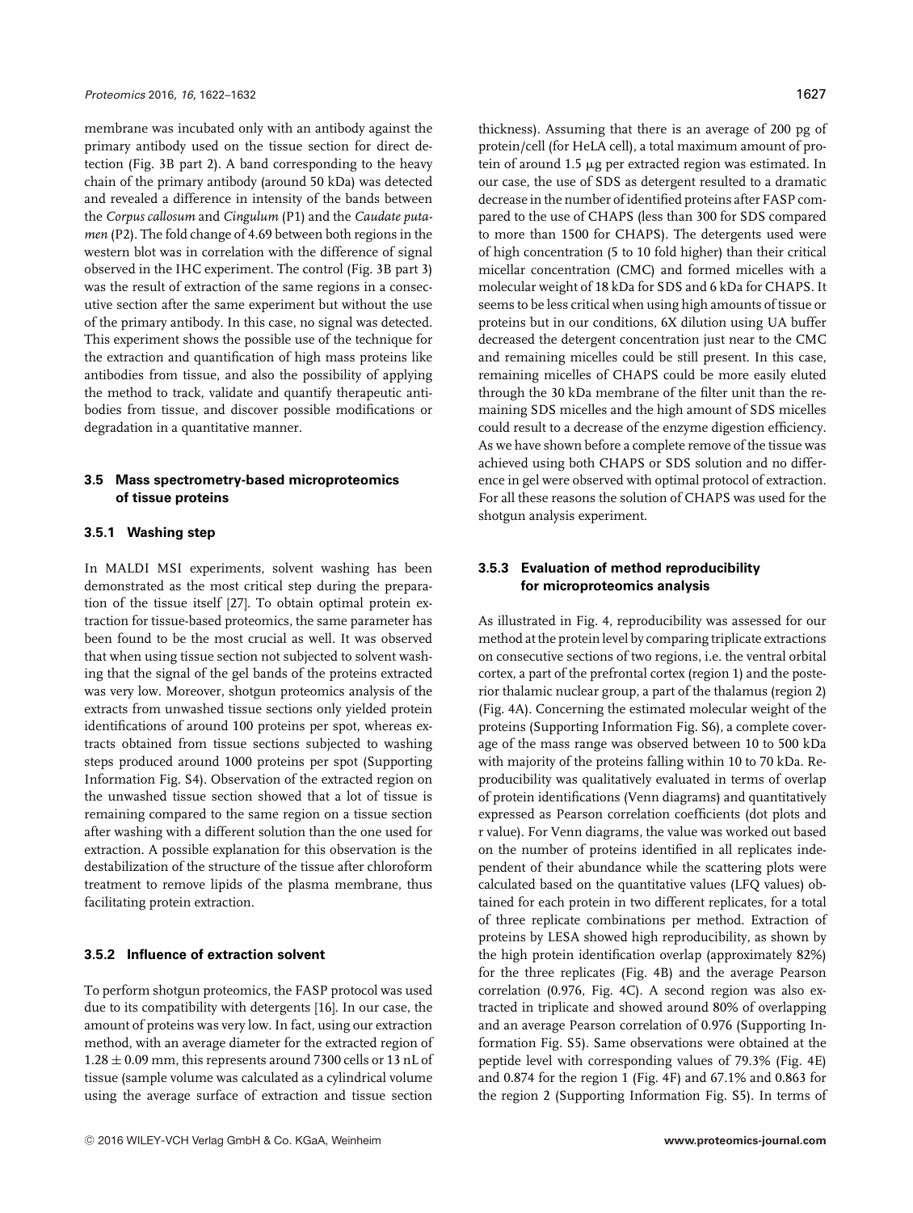membrane was incubated only with an antibody against the primary antibody used on the tissue section for direct detection (Fig. 3B part 2). A band corresponding to the heavy chain of the primary antibody (around 50 kDa) was detected and revealed a difference in intensity of the bands between the *Corpus callosum* and *Cingulum* (P1) and the *Caudate putamen* (P2). The fold change of 4.69 between both regions in the western blot was in correlation with the difference of signal observed in the IHC experiment. The control (Fig. 3B part 3) was the result of extraction of the same regions in a consecutive section after the same experiment but without the use of the primary antibody. In this case, no signal was detected. This experiment shows the possible use of the technique for the extraction and quantification of high mass proteins like antibodies from tissue, and also the possibility of applying the method to track, validate and quantify therapeutic antibodies from tissue, and discover possible modifications or degradation in a quantitative manner.

### 3.5 Mass spectrometry-based microproteomics of tissue proteins

#### 3.5.1 Washing step

In MALDI MSI experiments, solvent washing has been demonstrated as the most critical step during the preparation of the tissue itself [27]. To obtain optimal protein extraction for tissue-based proteomics, the same parameter has been found to be the most crucial as well. It was observed that when using tissue section not subjected to solvent washing that the signal of the gel bands of the proteins extracted was very low. Moreover, shotgun proteomics analysis of the extracts from unwashed tissue sections only yielded protein identifications of around 100 proteins per spot, whereas extracts obtained from tissue sections subjected to washing steps produced around 1000 proteins per spot (Supporting Information Fig. S4). Observation of the extracted region on the unwashed tissue section showed that a lot of tissue is remaining compared to the same region on a tissue section after washing with a different solution than the one used for extraction. A possible explanation for this observation is the destabilization of the structure of the tissue after chloroform treatment to remove lipids of the plasma membrane, thus facilitating protein extraction.

#### 3.5.2 Influence of extraction solvent

To perform shotgun proteomics, the FASP protocol was used due to its compatibility with detergents [16]. In our case, the amount of proteins was very low. In fact, using our extraction method, with an average diameter for the extracted region of $1.28 \pm 0.09$ mm, this represents around 7300 cells or 13 nL of tissue (sample volume was calculated as a cylindrical volume using the average surface of extraction and tissue section thickness). Assuming that there is an average of 200 pg of protein/cell (for HeLA cell), a total maximum amount of protein of around 1.5 μg per extracted region was estimated. In our case, the use of SDS as detergent resulted to a dramatic decrease in the number of identified proteins after FASP compared to the use of CHAPS (less than 300 for SDS compared to more than 1500 for CHAPS). The detergents used were of high concentration (5 to 10 fold higher) than their critical micellar concentration (CMC) and formed micelles with a molecular weight of 18 kDa for SDS and 6 kDa for CHAPS. It seems to be less critical when using high amounts of tissue or proteins but in our conditions, 6X dilution using UA buffer decreased the detergent concentration just near to the CMC and remaining micelles could be still present. In this case, remaining micelles of CHAPS could be more easily eluted through the 30 kDa membrane of the filter unit than the remaining SDS micelles and the high amount of SDS micelles could result to a decrease of the enzyme digestion efficiency. As we have shown before a complete remove of the tissue was achieved using both CHAPS or SDS solution and no difference in gel were observed with optimal protocol of extraction. For all these reasons the solution of CHAPS was used for the shotgun analysis experiment.

#### 3.5.3 Evaluation of method reproducibility for microproteomics analysis

As illustrated in Fig. 4, reproducibility was assessed for our method at the protein level by comparing triplicate extractions on consecutive sections of two regions, i.e. the ventral orbital cortex, a part of the prefrontal cortex (region 1) and the posterior thalamic nuclear group, a part of the thalamus (region 2) (Fig. 4A). Concerning the estimated molecular weight of the proteins (Supporting Information Fig. S6), a complete coverage of the mass range was observed between 10 to 500 kDa with majority of the proteins falling within 10 to 70 kDa. Reproducibility was qualitatively evaluated in terms of overlap of protein identifications (Venn diagrams) and quantitatively expressed as Pearson correlation coefficients (dot plots and r value). For Venn diagrams, the value was worked out based on the number of proteins identified in all replicates independent of their abundance while the scattering plots were calculated based on the quantitative values (LFQ values) obtained for each protein in two different replicates, for a total of three replicate combinations per method. Extraction of proteins by LESA showed high reproducibility, as shown by the high protein identification overlap (approximately 82%) for the three replicates (Fig. 4B) and the average Pearson correlation (0.976, Fig. 4C). A second region was also extracted in triplicate and showed around 80% of overlapping and an average Pearson correlation of 0.976 (Supporting Information Fig. S5). Same observations were obtained at the peptide level with corresponding values of 79.3% (Fig. 4E) and 0.874 for the region 1 (Fig. 4F) and 67.1% and 0.863 for the region 2 (Supporting Information Fig. S5). In terms of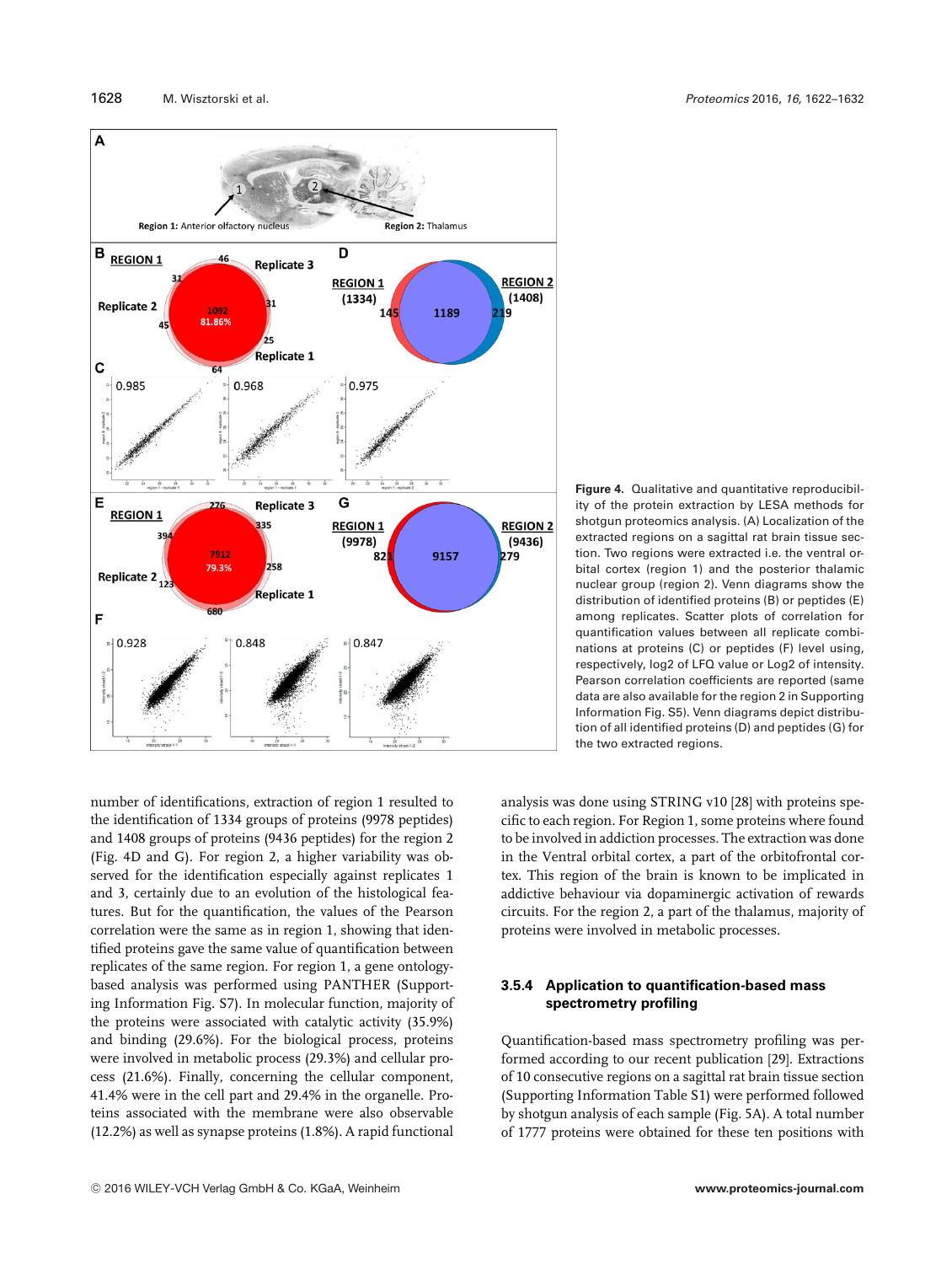Figure 4. Qualitative and quantitative reproducibility of the protein extraction by LESA methods for shotgun proteomics analysis. (A) Localization of the extracted regions on a sagittal rat brain tissue section. Two regions were extracted i.e. the ventral orbital cortex (region 1) and the posterior thalamic nuclear group (region 2). Venn diagrams show the distribution of identified proteins (B) or peptides (E) among replicates. Scatter plots of correlation for quantification values between all replicate combinations at proteins (C) or peptides (F) level using, respectively, log2 of LFQ value or Log2 of intensity. Pearson correlation coefficients are reported (same data are also available for the region 2 in Supporting Information Fig. S5). Venn diagrams depict distribution of all identified proteins (D) and peptides (G) for the two extracted regions.

number of identifications, extraction of region 1 resulted to the identification of 1334 groups of proteins (9978 peptides) and 1408 groups of proteins (9436 peptides) for the region 2 (Fig. 4D and G). For region 2, a higher variability was observed for the identification especially against replicates 1 and 3, certainly due to an evolution of the histological features. But for the quantification, the values of the Pearson correlation were the same as in region 1, showing that identified proteins gave the same value of quantification between replicates of the same region. For region 1, a gene ontology-based analysis was performed using PANTHER (Supporting Information Fig. S7). In molecular function, majority of the proteins were associated with catalytic activity (35.9%) and binding (29.6%). For the biological process, proteins were involved in metabolic process (29.3%) and cellular process (21.6%). Finally, concerning the cellular component, 41.4% were in the cell part and 29.4% in the organelle. Proteins associated with the membrane were also observable (12.2%) as well as synapse proteins (1.8%). A rapid functional analysis was done using STRING v10 [28] with proteins specific to each region. For Region 1, some proteins where found to be involved in addiction processes. The extraction was done in the Ventral orbital cortex, a part of the orbitofrontal cortex. This region of the brain is known to be implicated in addictive behaviour via dopaminergic activation of rewards circuits. For the region 2, a part of the thalamus, majority of proteins were involved in metabolic processes.

### 3.5.4 Application to quantification-based mass spectrometry profiling

Quantification-based mass spectrometry profiling was performed according to our recent publication [29]. Extractions of 10 consecutive regions on a sagittal rat brain tissue section (Supporting Information Table S1) were performed followed by shotgun analysis of each sample (Fig. 5A). A total number of 1777 proteins were obtained for these ten positions with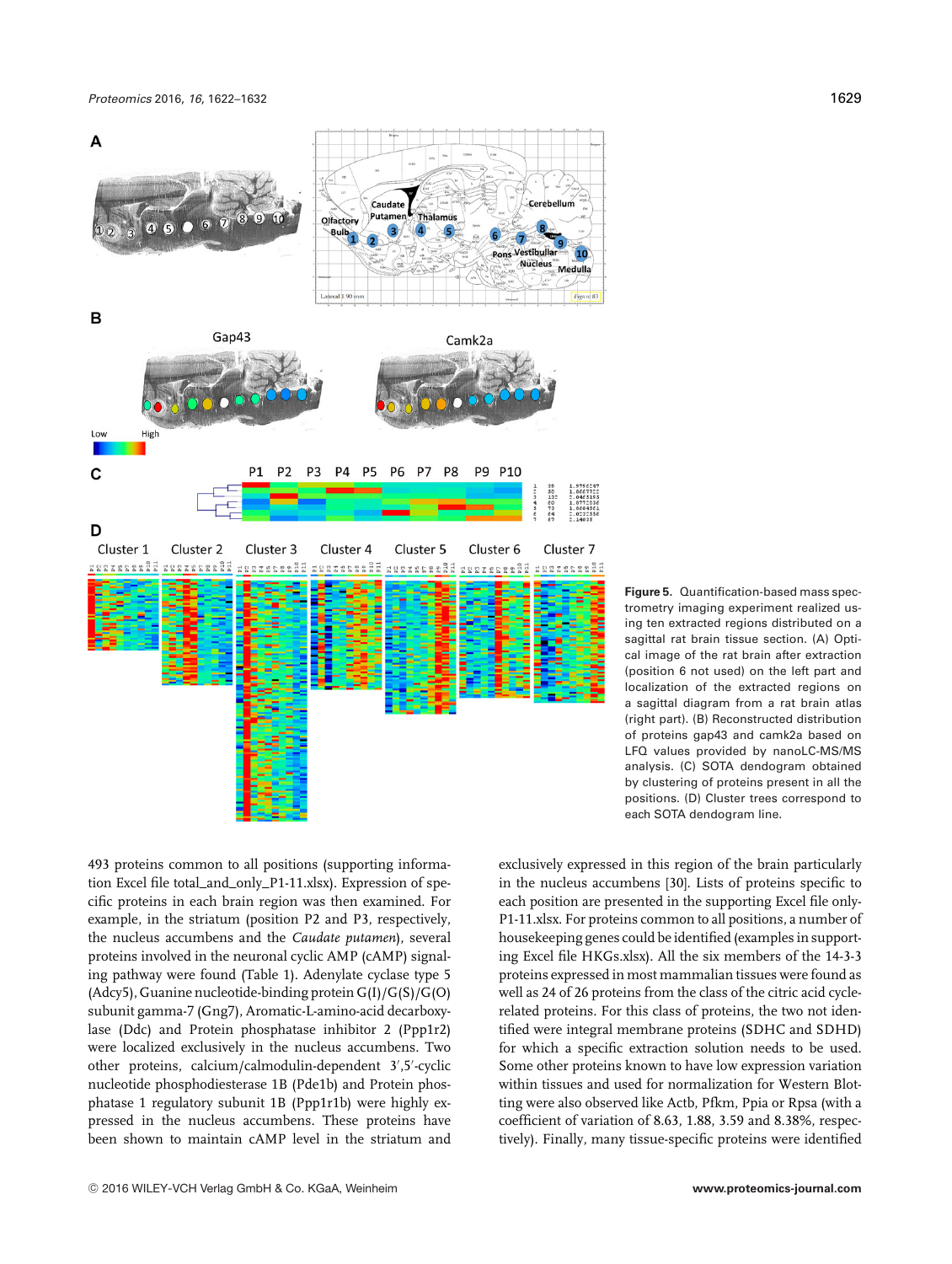**Figure 5.** Quantification-based mass spectrometry imaging experiment realized using ten extracted regions distributed on a sagittal rat brain tissue section. (A) Optical image of the rat brain after extraction (position 6 not used) on the left part and localization of the extracted regions on a sagittal diagram from a rat brain atlas (right part). (B) Reconstructed distribution of proteins gap43 and camk2a based on LFQ values provided by nanoLC-MS/MS analysis. (C) SOTA dendogram obtained by clustering of proteins present in all the positions. (D) Cluster trees correspond to each SOTA dendogram line.

493 proteins common to all positions (supporting information Excel file total_and_only_P1-11.xlsx). Expression of specific proteins in each brain region was then examined. For example, in the striatum (position P2 and P3, respectively, the nucleus accumbens and the *Caudate putamen*), several proteins involved in the neuronal cyclic AMP (cAMP) signaling pathway were found (Table 1). Adenylate cyclase type 5 (Adcy5), Guanine nucleotide-binding protein G(I)/G(S)/G(O) subunit gamma-7 (Gng7), Aromatic-L-amino-acid decarboxylase (Ddc) and Protein phosphatase inhibitor 2 (Ppp1r2) were localized exclusively in the nucleus accumbens. Two other proteins, calcium/calmodulin-dependent 3′,5′-cyclic nucleotide phosphodiesterase 1B (Pde1b) and Protein phosphatase 1 regulatory subunit 1B (Ppp1r1b) were highly expressed in the nucleus accumbens. These proteins have been shown to maintain cAMP level in the striatum and exclusively expressed in this region of the brain particularly in the nucleus accumbens [30]. Lists of proteins specific to each position are presented in the supporting Excel file only-P1-11.xlsx. For proteins common to all positions, a number of housekeeping genes could be identified (examples in supporting Excel file HKGs.xlsx). All the six members of the 14-3-3 proteins expressed in most mammalian tissues were found as well as 24 of 26 proteins from the class of the citric acid cycle-related proteins. For this class of proteins, the two not identified were integral membrane proteins (SDHC and SDHD) for which a specific extraction solution needs to be used. Some other proteins known to have low expression variation within tissues and used for normalization for Western Blotting were also observed like Actb, Pfkm, Ppia or Rpsa (with a coefficient of variation of 8.63, 1.88, 3.59 and 8.38%, respectively). Finally, many tissue-specific proteins were identified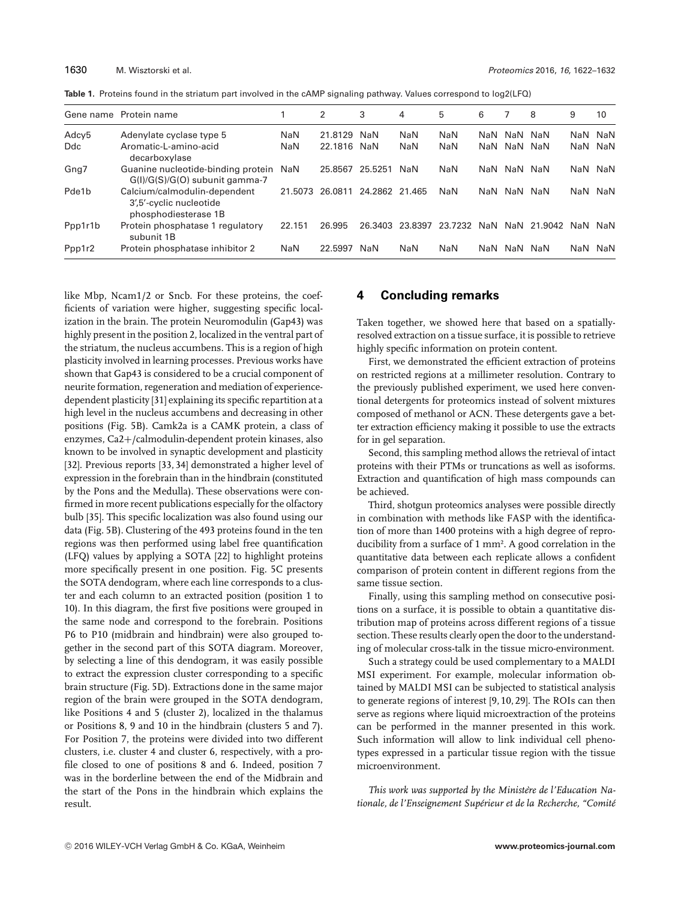**Table 1.** Proteins found in the striatum part involved in the cAMP signaling pathway. Values correspond to log2(LFQ)

| Gene name | Protein name | 1 | 2 | 3 | 4 | 5 | 6 | 7 | 8 | 9 | 10 |
|---|---|---|---|---|---|---|---|---|---|---|---|
| Adcy5 | Adenylate cyclase type 5 | NaN | 21.8129 | NaN | NaN | NaN | NaN | NaN | NaN | NaN | NaN |
| Ddc | Aromatic-L-amino-acid decarboxylase | NaN | 22.1816 | NaN | NaN | NaN | NaN | NaN | NaN | NaN | NaN |
| Gng7 | Guanine nucleotide-binding protein G(I)/G(S)/G(O) subunit gamma-7 | NaN | 25.8567 | 25.5251 | NaN | NaN | NaN | NaN | NaN | NaN | NaN |
| Pde1b | Calcium/calmodulin-dependent 3′,5′-cyclic nucleotide phosphodiesterase 1B | 21.5073 | 26.0811 | 24.2862 | 21.465 | NaN | NaN | NaN | NaN | NaN | NaN |
| Ppp1r1b | Protein phosphatase 1 regulatory subunit 1B | 22.151 | 26.995 | 26.3403 | 23.8397 | 23.7232 | NaN | NaN | 21.9042 | NaN | NaN |
| Ppp1r2 | Protein phosphatase inhibitor 2 | NaN | 22.5997 | NaN | NaN | NaN | NaN | NaN | NaN | NaN | NaN |

like Mbp, Ncam1/2 or Sncb. For these proteins, the coefficients of variation were higher, suggesting specific localization in the brain. The protein Neuromodulin (Gap43) was highly present in the position 2, localized in the ventral part of the striatum, the nucleus accumbens. This is a region of high plasticity involved in learning processes. Previous works have shown that Gap43 is considered to be a crucial component of neurite formation, regeneration and mediation of experience-dependent plasticity [31] explaining its specific repartition at a high level in the nucleus accumbens and decreasing in other positions (Fig. 5B). Camk2a is a CAMK protein, a class of enzymes, Ca2+/calmodulin-dependent protein kinases, also known to be involved in synaptic development and plasticity [32]. Previous reports [33, 34] demonstrated a higher level of expression in the forebrain than in the hindbrain (constituted by the Pons and the Medulla). These observations were confirmed in more recent publications especially for the olfactory bulb [35]. This specific localization was also found using our data (Fig. 5B). Clustering of the 493 proteins found in the ten regions was then performed using label free quantification (LFQ) values by applying a SOTA [22] to highlight proteins more specifically present in one position. Fig. 5C presents the SOTA dendogram, where each line corresponds to a cluster and each column to an extracted position (position 1 to 10). In this diagram, the first five positions were grouped in the same node and correspond to the forebrain. Positions P6 to P10 (midbrain and hindbrain) were also grouped together in the second part of this SOTA diagram. Moreover, by selecting a line of this dendogram, it was easily possible to extract the expression cluster corresponding to a specific brain structure (Fig. 5D). Extractions done in the same major region of the brain were grouped in the SOTA dendogram, like Positions 4 and 5 (cluster 2), localized in the thalamus or Positions 8, 9 and 10 in the hindbrain (clusters 5 and 7). For Position 7, the proteins were divided into two different clusters, i.e. cluster 4 and cluster 6, respectively, with a profile closed to one of positions 8 and 6. Indeed, position 7 was in the borderline between the end of the Midbrain and the start of the Pons in the hindbrain which explains the result.

## 4 Concluding remarks

Taken together, we showed here that based on a spatially-resolved extraction on a tissue surface, it is possible to retrieve highly specific information on protein content.

First, we demonstrated the efficient extraction of proteins on restricted regions at a millimeter resolution. Contrary to the previously published experiment, we used here conventional detergents for proteomics instead of solvent mixtures composed of methanol or ACN. These detergents gave a better extraction efficiency making it possible to use the extracts for in gel separation.

Second, this sampling method allows the retrieval of intact proteins with their PTMs or truncations as well as isoforms. Extraction and quantification of high mass compounds can be achieved.

Third, shotgun proteomics analyses were possible directly in combination with methods like FASP with the identification of more than 1400 proteins with a high degree of reproducibility from a surface of 1 $mm^2$. A good correlation in the quantitative data between each replicate allows a confident comparison of protein content in different regions from the same tissue section.

Finally, using this sampling method on consecutive positions on a surface, it is possible to obtain a quantitative distribution map of proteins across different regions of a tissue section. These results clearly open the door to the understanding of molecular cross-talk in the tissue micro-environment.

Such a strategy could be used complementary to a MALDI MSI experiment. For example, molecular information obtained by MALDI MSI can be subjected to statistical analysis to generate regions of interest [9, 10, 29]. The ROIs can then serve as regions where liquid microextraction of the proteins can be performed in the manner presented in this work. Such information will allow to link individual cell phenotypes expressed in a particular tissue region with the tissue microenvironment.

*This work was supported by the Ministère de l'Education Nationale, de l'Enseignement Supérieur et de la Recherche, "Comité*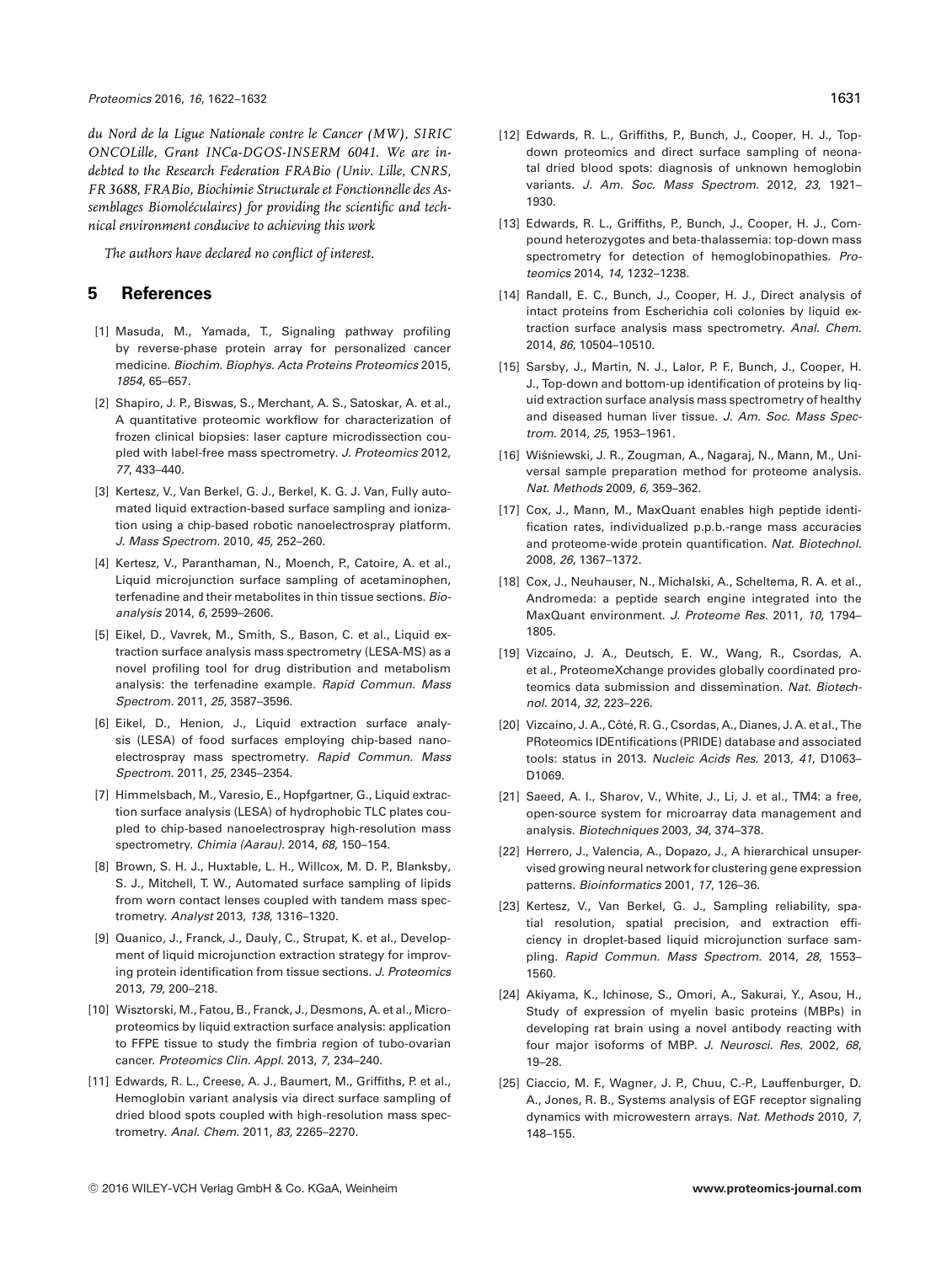*du Nord de la Ligue Nationale contre le Cancer (MW), SIRIC ONCOLille, Grant INCa-DGOS-INSERM 6041. We are indebted to the Research Federation FRABio (Univ. Lille, CNRS, FR 3688, FRABio, Biochimie Structurale et Fonctionnelle des Assemblages Biomoléculaires) for providing the scientific and technical environment conducive to achieving this work*

*The authors have declared no conflict of interest.*

## 5 References

[1] Masuda, M., Yamada, T., Signaling pathway profiling by reverse-phase protein array for personalized cancer medicine. *Biochim. Biophys. Acta Proteins Proteomics* 2015, *1854*, 65–657.

[2] Shapiro, J. P., Biswas, S., Merchant, A. S., Satoskar, A. et al., A quantitative proteomic workflow for characterization of frozen clinical biopsies: laser capture microdissection coupled with label-free mass spectrometry. *J. Proteomics* 2012, *77*, 433–440.

[3] Kertesz, V., Van Berkel, G. J., Berkel, K. G. J. Van, Fully automated liquid extraction-based surface sampling and ionization using a chip-based robotic nanoelectrospray platform. *J. Mass Spectrom.* 2010, *45*, 252–260.

[4] Kertesz, V., Paranthaman, N., Moench, P., Catoire, A. et al., Liquid microjunction surface sampling of acetaminophen, terfenadine and their metabolites in thin tissue sections. *Bioanalysis* 2014, *6*, 2599–2606.

[5] Eikel, D., Vavrek, M., Smith, S., Bason, C. et al., Liquid extraction surface analysis mass spectrometry (LESA-MS) as a novel profiling tool for drug distribution and metabolism analysis: the terfenadine example. *Rapid Commun. Mass Spectrom.* 2011, *25*, 3587–3596.

[6] Eikel, D., Henion, J., Liquid extraction surface analysis (LESA) of food surfaces employing chip-based nanoelectrospray mass spectrometry. *Rapid Commun. Mass Spectrom.* 2011, *25*, 2345–2354.

[7] Himmelsbach, M., Varesio, E., Hopfgartner, G., Liquid extraction surface analysis (LESA) of hydrophobic TLC plates coupled to chip-based nanoelectrospray high-resolution mass spectrometry. *Chimia (Aarau).* 2014, *68*, 150–154.

[8] Brown, S. H. J., Huxtable, L. H., Willcox, M. D. P., Blanksby, S. J., Mitchell, T. W., Automated surface sampling of lipids from worn contact lenses coupled with tandem mass spectrometry. *Analyst* 2013, *138*, 1316–1320.

[9] Quanico, J., Franck, J., Dauly, C., Strupat, K. et al., Development of liquid microjunction extraction strategy for improving protein identification from tissue sections. *J. Proteomics* 2013, *79*, 200–218.

[10] Wisztorski, M., Fatou, B., Franck, J., Desmons, A. et al., Microproteomics by liquid extraction surface analysis: application to FFPE tissue to study the fimbria region of tubo-ovarian cancer. *Proteomics Clin. Appl.* 2013, *7*, 234–240.

[11] Edwards, R. L., Creese, A. J., Baumert, M., Griffiths, P. et al., Hemoglobin variant analysis via direct surface sampling of dried blood spots coupled with high-resolution mass spectrometry. *Anal. Chem.* 2011, *83*, 2265–2270.

[12] Edwards, R. L., Griffiths, P., Bunch, J., Cooper, H. J., Top-down proteomics and direct surface sampling of neonatal dried blood spots: diagnosis of unknown hemoglobin variants. *J. Am. Soc. Mass Spectrom.* 2012, *23*, 1921–1930.

[13] Edwards, R. L., Griffiths, P., Bunch, J., Cooper, H. J., Compound heterozygotes and beta-thalassemia: top-down mass spectrometry for detection of hemoglobinopathies. *Proteomics* 2014, *14*, 1232–1238.

[14] Randall, E. C., Bunch, J., Cooper, H. J., Direct analysis of intact proteins from Escherichia coli colonies by liquid extraction surface analysis mass spectrometry. *Anal. Chem.* 2014, *86*, 10504–10510.

[15] Sarsby, J., Martin, N. J., Lalor, P. F., Bunch, J., Cooper, H. J., Top-down and bottom-up identification of proteins by liquid extraction surface analysis mass spectrometry of healthy and diseased human liver tissue. *J. Am. Soc. Mass Spectrom.* 2014, *25*, 1953–1961.

[16] Wiśniewski, J. R., Zougman, A., Nagaraj, N., Mann, M., Universal sample preparation method for proteome analysis. *Nat. Methods* 2009, *6*, 359–362.

[17] Cox, J., Mann, M., MaxQuant enables high peptide identification rates, individualized p.p.b.-range mass accuracies and proteome-wide protein quantification. *Nat. Biotechnol.* 2008, *26*, 1367–1372.

[18] Cox, J., Neuhauser, N., Michalski, A., Scheltema, R. A. et al., Andromeda: a peptide search engine integrated into the MaxQuant environment. *J. Proteome Res.* 2011, *10*, 1794–1805.

[19] Vizcaíno, J. A., Deutsch, E. W., Wang, R., Csordas, A. et al., ProteomeXchange provides globally coordinated proteomics data submission and dissemination. *Nat. Biotechnol.* 2014, *32*, 223–226.

[20] Vizcaíno, J. A., Côté, R. G., Csordas, A., Dianes, J. A. et al., The PRoteomics IDEntifications (PRIDE) database and associated tools: status in 2013. *Nucleic Acids Res.* 2013, *41*, D1063–D1069.

[21] Saeed, A. I., Sharov, V., White, J., Li, J. et al., TM4: a free, open-source system for microarray data management and analysis. *Biotechniques* 2003, *34*, 374–378.

[22] Herrero, J., Valencia, A., Dopazo, J., A hierarchical unsupervised growing neural network for clustering gene expression patterns. *Bioinformatics* 2001, *17*, 126–36.

[23] Kertesz, V., Van Berkel, G. J., Sampling reliability, spatial resolution, spatial precision, and extraction efficiency in droplet-based liquid microjunction surface sampling. *Rapid Commun. Mass Spectrom.* 2014, *28*, 1553–1560.

[24] Akiyama, K., Ichinose, S., Omori, A., Sakurai, Y., Asou, H., Study of expression of myelin basic proteins (MBPs) in developing rat brain using a novel antibody reacting with four major isoforms of MBP. *J. Neurosci. Res.* 2002, *68*, 19–28.

[25] Ciaccio, M. F., Wagner, J. P., Chuu, C.-P., Lauffenburger, D. A., Jones, R. B., Systems analysis of EGF receptor signaling dynamics with microwestern arrays. *Nat. Methods* 2010, *7*, 148–155.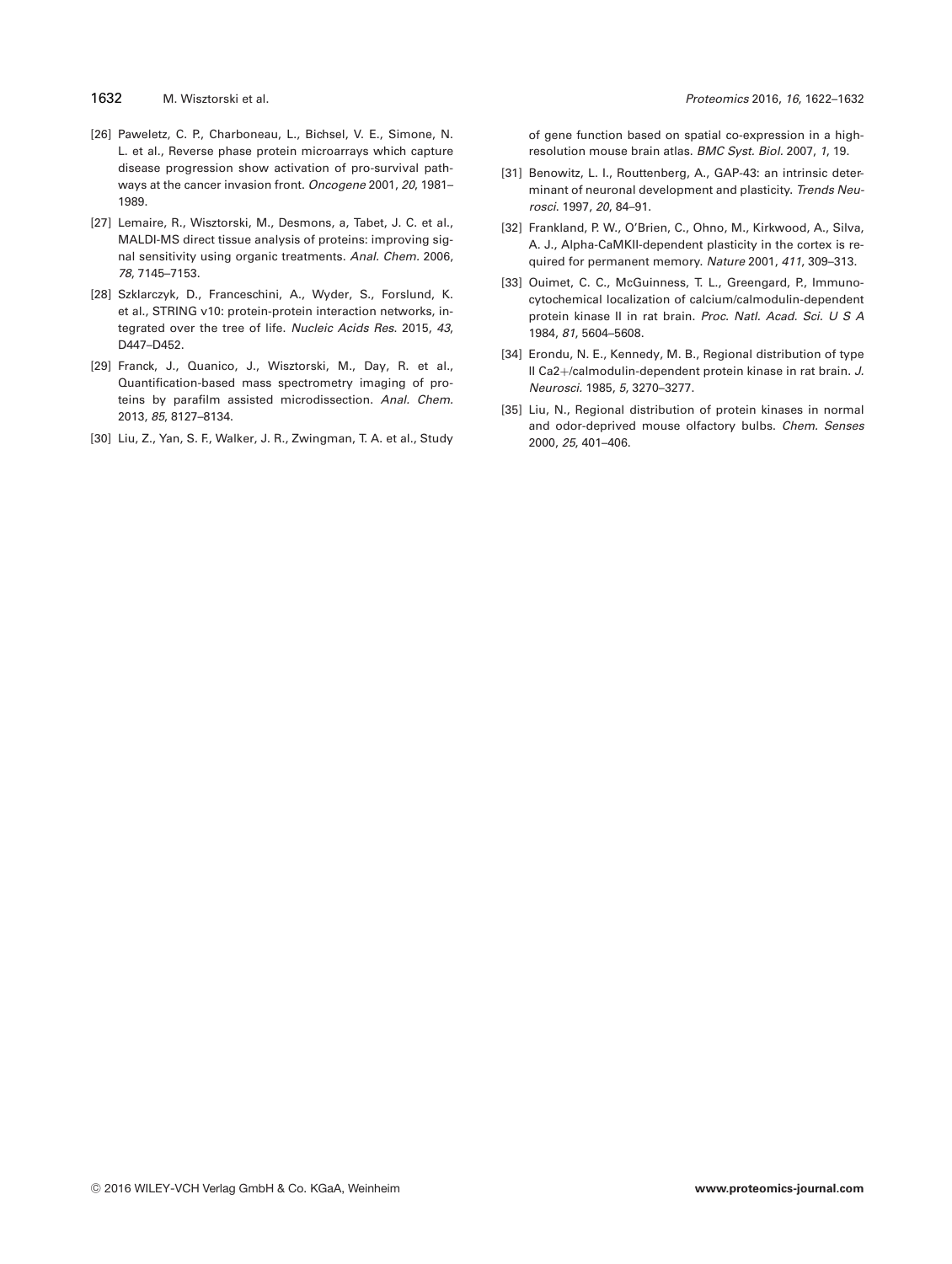[26] Paweletz, C. P., Charboneau, L., Bichsel, V. E., Simone, N. L. et al., Reverse phase protein microarrays which capture disease progression show activation of pro-survival pathways at the cancer invasion front. *Oncogene* 2001, *20*, 1981–1989.

[27] Lemaire, R., Wisztorski, M., Desmons, a, Tabet, J. C. et al., MALDI-MS direct tissue analysis of proteins: improving signal sensitivity using organic treatments. *Anal. Chem.* 2006, *78*, 7145–7153.

[28] Szklarczyk, D., Franceschini, A., Wyder, S., Forslund, K. et al., STRING v10: protein-protein interaction networks, integrated over the tree of life. *Nucleic Acids Res.* 2015, *43*, D447–D452.

[29] Franck, J., Quanico, J., Wisztorski, M., Day, R. et al., Quantification-based mass spectrometry imaging of proteins by parafilm assisted microdissection. *Anal. Chem.* 2013, *85*, 8127–8134.

[30] Liu, Z., Yan, S. F., Walker, J. R., Zwingman, T. A. et al., Study of gene function based on spatial co-expression in a high-resolution mouse brain atlas. *BMC Syst. Biol.* 2007, *1*, 19.

[31] Benowitz, L. I., Routtenberg, A., GAP-43: an intrinsic determinant of neuronal development and plasticity. *Trends Neurosci.* 1997, *20*, 84–91.

[32] Frankland, P. W., O'Brien, C., Ohno, M., Kirkwood, A., Silva, A. J., Alpha-CaMKII-dependent plasticity in the cortex is required for permanent memory. *Nature* 2001, *411*, 309–313.

[33] Ouimet, C. C., McGuinness, T. L., Greengard, P., Immunocytochemical localization of calcium/calmodulin-dependent protein kinase II in rat brain. *Proc. Natl. Acad. Sci. U S A* 1984, *81*, 5604–5608.

[34] Erondu, N. E., Kennedy, M. B., Regional distribution of type II Ca2+/calmodulin-dependent protein kinase in rat brain. *J. Neurosci.* 1985, *5*, 3270–3277.

[35] Liu, N., Regional distribution of protein kinases in normal and odor-deprived mouse olfactory bulbs. *Chem. Senses* 2000, *25*, 401–406.